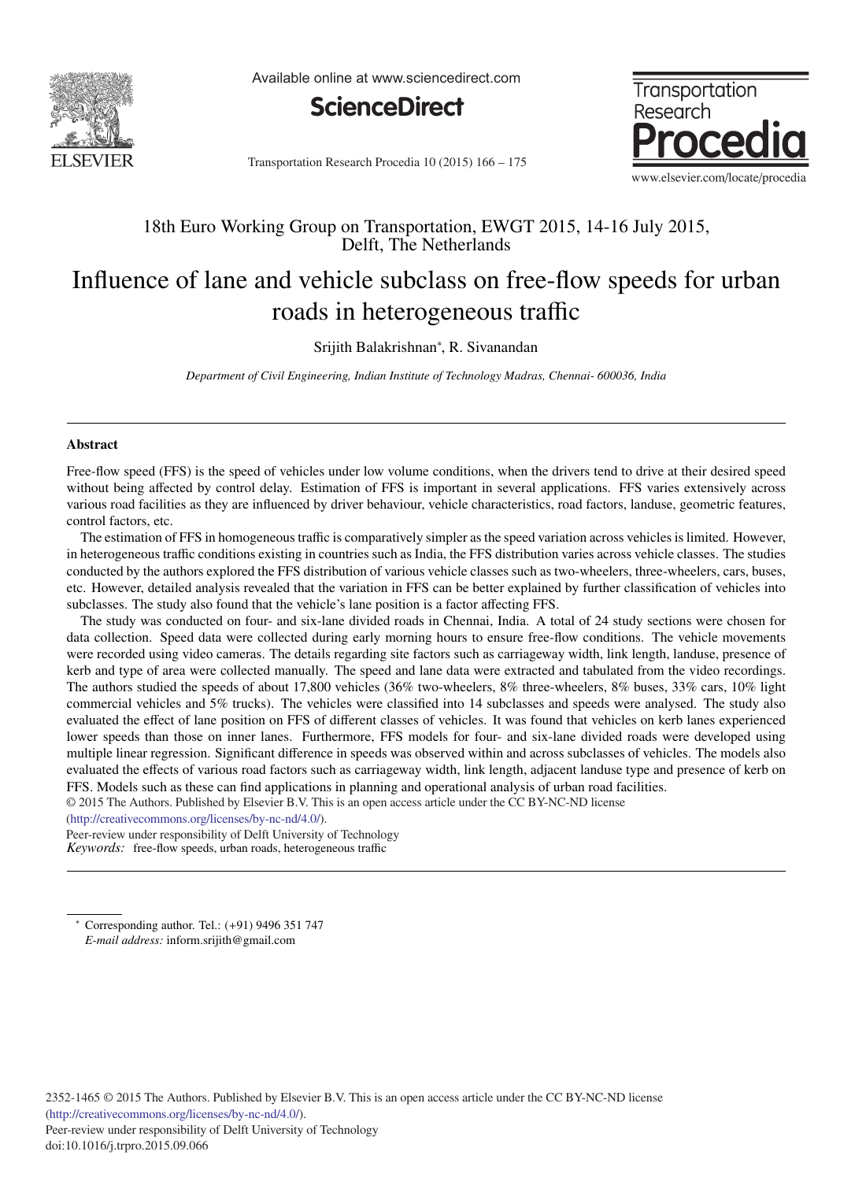18th Euro Working Group on Transportation, EWGT 2015, 14-16 July 2015, Delft, The Netherlands

# Influence of lane and vehicle subclass on free-flow speeds for urban roads in heterogeneous traffic

Srijith Balakrishnan*, R. Sivanandan

*Department of Civil Engineering, Indian Institute of Technology Madras, Chennai- 600036, India*

## Abstract

Free-flow speed (FFS) is the speed of vehicles under low volume conditions, when the drivers tend to drive at their desired speed without being affected by control delay. Estimation of FFS is important in several applications. FFS varies extensively across various road facilities as they are influenced by driver behaviour, vehicle characteristics, road factors, landuse, geometric features, control factors, etc.

The estimation of FFS in homogeneous traffic is comparatively simpler as the speed variation across vehicles is limited. However, in heterogeneous traffic conditions existing in countries such as India, the FFS distribution varies across vehicle classes. The studies conducted by the authors explored the FFS distribution of various vehicle classes such as two-wheelers, three-wheelers, cars, buses, etc. However, detailed analysis revealed that the variation in FFS can be better explained by further classification of vehicles into subclasses. The study also found that the vehicle's lane position is a factor affecting FFS.

The study was conducted on four- and six-lane divided roads in Chennai, India. A total of 24 study sections were chosen for data collection. Speed data were collected during early morning hours to ensure free-flow conditions. The vehicle movements were recorded using video cameras. The details regarding site factors such as carriageway width, link length, landuse, presence of kerb and type of area were collected manually. The speed and lane data were extracted and tabulated from the video recordings. The authors studied the speeds of about 17,800 vehicles (36% two-wheelers, 8% three-wheelers, 8% buses, 33% cars, 10% light commercial vehicles and 5% trucks). The vehicles were classified into 14 subclasses and speeds were analysed. The study also evaluated the effect of lane position on FFS of different classes of vehicles. It was found that vehicles on kerb lanes experienced lower speeds than those on inner lanes. Furthermore, FFS models for four- and six-lane divided roads were developed using multiple linear regression. Significant difference in speeds was observed within and across subclasses of vehicles. The models also evaluated the effects of various road factors such as carriageway width, link length, adjacent landuse type and presence of kerb on FFS. Models such as these can find applications in planning and operational analysis of urban road facilities.

© 2015 The Authors. Published by Elsevier B.V. This is an open access article under the CC BY-NC-ND license (http://creativecommons.org/licenses/by-nc-nd/4.0/).

Peer-review under responsibility of Delft University of Technology

*Keywords:* free-flow speeds, urban roads, heterogeneous traffic

---

\* Corresponding author. Tel.: (+91) 9496 351 747
*E-mail address:* inform.srijith@gmail.com

2352-1465 © 2015 The Authors. Published by Elsevier B.V. This is an open access article under the CC BY-NC-ND license (http://creativecommons.org/licenses/by-nc-nd/4.0/).
Peer-review under responsibility of Delft University of Technology
doi:10.1016/j.trpro.2015.09.066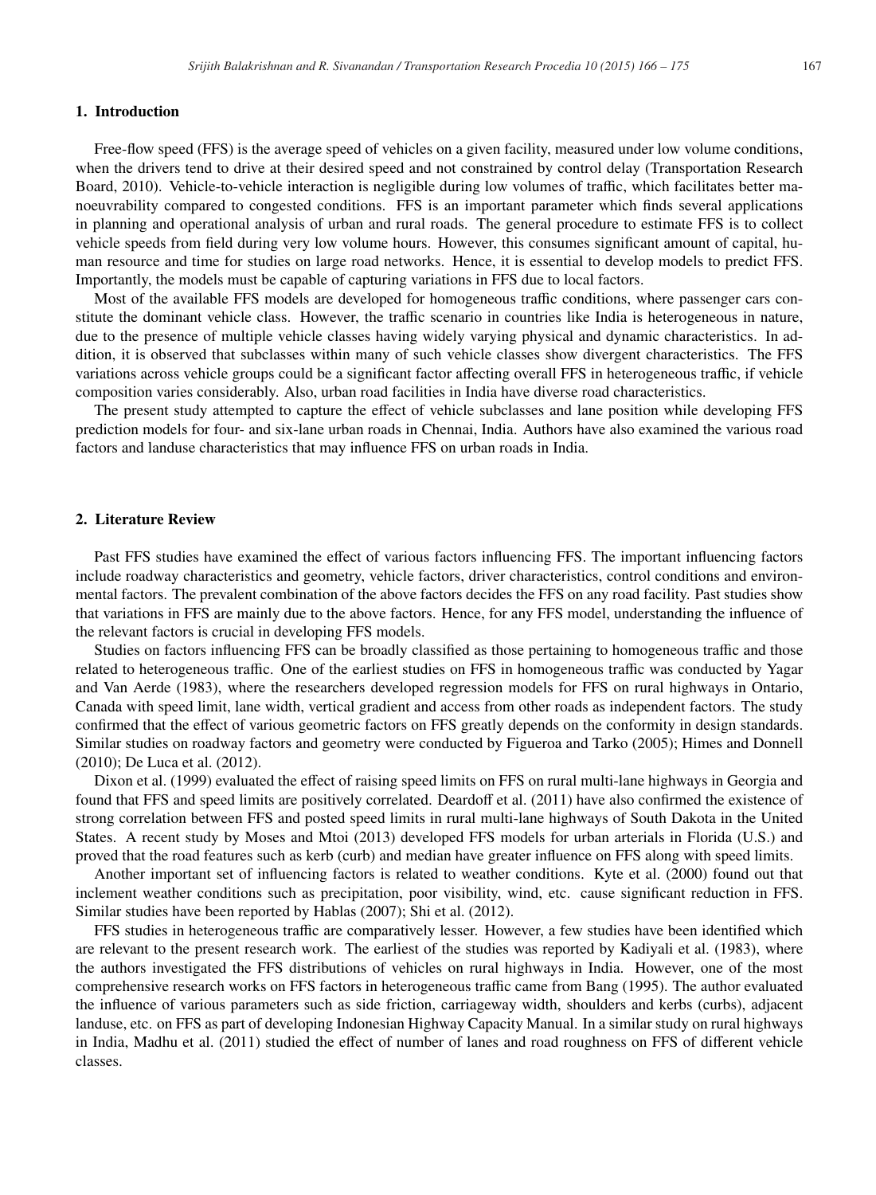## 1. Introduction

Free-flow speed (FFS) is the average speed of vehicles on a given facility, measured under low volume conditions, when the drivers tend to drive at their desired speed and not constrained by control delay (Transportation Research Board, 2010). Vehicle-to-vehicle interaction is negligible during low volumes of traffic, which facilitates better manoeuvrability compared to congested conditions. FFS is an important parameter which finds several applications in planning and operational analysis of urban and rural roads. The general procedure to estimate FFS is to collect vehicle speeds from field during very low volume hours. However, this consumes significant amount of capital, human resource and time for studies on large road networks. Hence, it is essential to develop models to predict FFS. Importantly, the models must be capable of capturing variations in FFS due to local factors.

Most of the available FFS models are developed for homogeneous traffic conditions, where passenger cars constitute the dominant vehicle class. However, the traffic scenario in countries like India is heterogeneous in nature, due to the presence of multiple vehicle classes having widely varying physical and dynamic characteristics. In addition, it is observed that subclasses within many of such vehicle classes show divergent characteristics. The FFS variations across vehicle groups could be a significant factor affecting overall FFS in heterogeneous traffic, if vehicle composition varies considerably. Also, urban road facilities in India have diverse road characteristics.

The present study attempted to capture the effect of vehicle subclasses and lane position while developing FFS prediction models for four- and six-lane urban roads in Chennai, India. Authors have also examined the various road factors and landuse characteristics that may influence FFS on urban roads in India.

## 2. Literature Review

Past FFS studies have examined the effect of various factors influencing FFS. The important influencing factors include roadway characteristics and geometry, vehicle factors, driver characteristics, control conditions and environmental factors. The prevalent combination of the above factors decides the FFS on any road facility. Past studies show that variations in FFS are mainly due to the above factors. Hence, for any FFS model, understanding the influence of the relevant factors is crucial in developing FFS models.

Studies on factors influencing FFS can be broadly classified as those pertaining to homogeneous traffic and those related to heterogeneous traffic. One of the earliest studies on FFS in homogeneous traffic was conducted by Yagar and Van Aerde (1983), where the researchers developed regression models for FFS on rural highways in Ontario, Canada with speed limit, lane width, vertical gradient and access from other roads as independent factors. The study confirmed that the effect of various geometric factors on FFS greatly depends on the conformity in design standards. Similar studies on roadway factors and geometry were conducted by Figueroa and Tarko (2005); Himes and Donnell (2010); De Luca et al. (2012).

Dixon et al. (1999) evaluated the effect of raising speed limits on FFS on rural multi-lane highways in Georgia and found that FFS and speed limits are positively correlated. Deardoff et al. (2011) have also confirmed the existence of strong correlation between FFS and posted speed limits in rural multi-lane highways of South Dakota in the United States. A recent study by Moses and Mtoi (2013) developed FFS models for urban arterials in Florida (U.S.) and proved that the road features such as kerb (curb) and median have greater influence on FFS along with speed limits.

Another important set of influencing factors is related to weather conditions. Kyte et al. (2000) found out that inclement weather conditions such as precipitation, poor visibility, wind, etc. cause significant reduction in FFS. Similar studies have been reported by Hablas (2007); Shi et al. (2012).

FFS studies in heterogeneous traffic are comparatively lesser. However, a few studies have been identified which are relevant to the present research work. The earliest of the studies was reported by Kadiyali et al. (1983), where the authors investigated the FFS distributions of vehicles on rural highways in India. However, one of the most comprehensive research works on FFS factors in heterogeneous traffic came from Bang (1995). The author evaluated the influence of various parameters such as side friction, carriageway width, shoulders and kerbs (curbs), adjacent landuse, etc. on FFS as part of developing Indonesian Highway Capacity Manual. In a similar study on rural highways in India, Madhu et al. (2011) studied the effect of number of lanes and road roughness on FFS of different vehicle classes.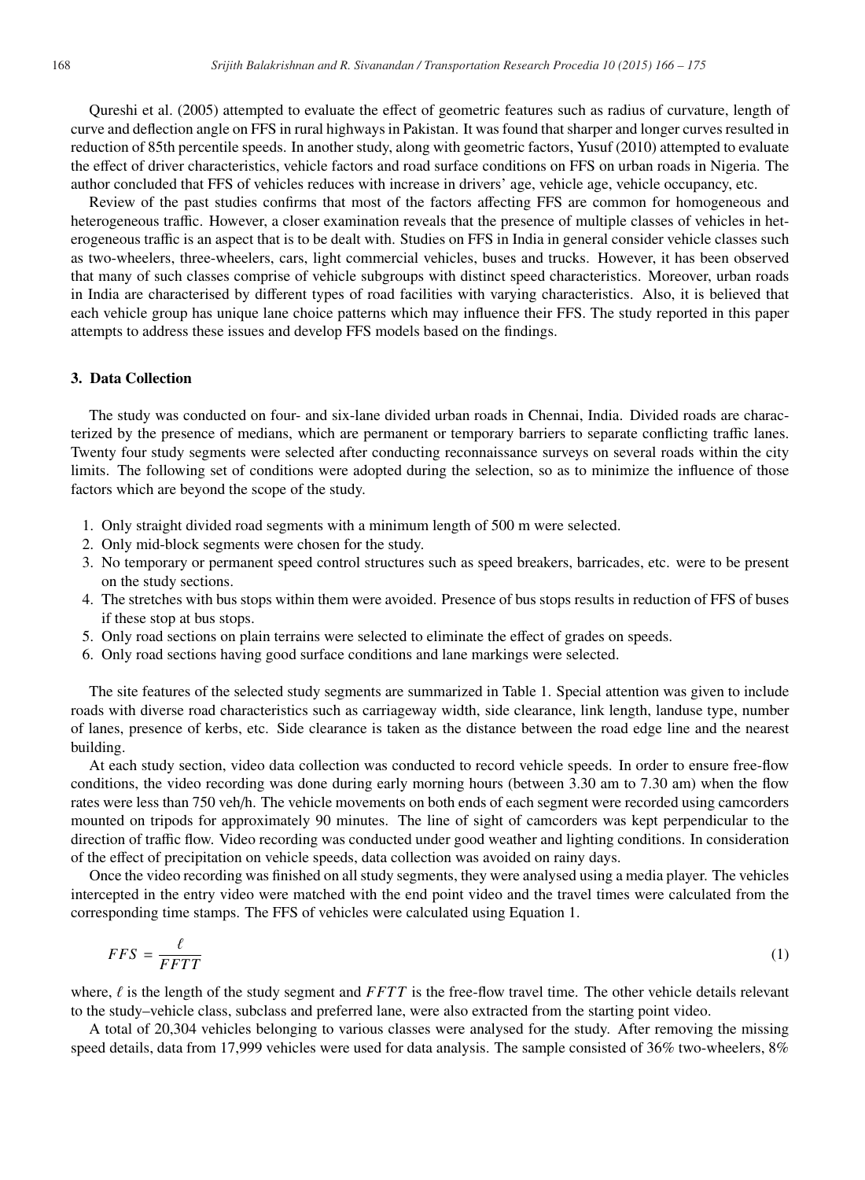Qureshi et al. (2005) attempted to evaluate the effect of geometric features such as radius of curvature, length of curve and deflection angle on FFS in rural highways in Pakistan. It was found that sharper and longer curves resulted in reduction of 85th percentile speeds. In another study, along with geometric factors, Yusuf (2010) attempted to evaluate the effect of driver characteristics, vehicle factors and road surface conditions on FFS on urban roads in Nigeria. The author concluded that FFS of vehicles reduces with increase in drivers' age, vehicle age, vehicle occupancy, etc.

Review of the past studies confirms that most of the factors affecting FFS are common for homogeneous and heterogeneous traffic. However, a closer examination reveals that the presence of multiple classes of vehicles in heterogeneous traffic is an aspect that is to be dealt with. Studies on FFS in India in general consider vehicle classes such as two-wheelers, three-wheelers, cars, light commercial vehicles, buses and trucks. However, it has been observed that many of such classes comprise of vehicle subgroups with distinct speed characteristics. Moreover, urban roads in India are characterised by different types of road facilities with varying characteristics. Also, it is believed that each vehicle group has unique lane choice patterns which may influence their FFS. The study reported in this paper attempts to address these issues and develop FFS models based on the findings.

## 3. Data Collection

The study was conducted on four- and six-lane divided urban roads in Chennai, India. Divided roads are characterized by the presence of medians, which are permanent or temporary barriers to separate conflicting traffic lanes. Twenty four study segments were selected after conducting reconnaissance surveys on several roads within the city limits. The following set of conditions were adopted during the selection, so as to minimize the influence of those factors which are beyond the scope of the study.

1. Only straight divided road segments with a minimum length of 500 m were selected.
2. Only mid-block segments were chosen for the study.
3. No temporary or permanent speed control structures such as speed breakers, barricades, etc. were to be present on the study sections.
4. The stretches with bus stops within them were avoided. Presence of bus stops results in reduction of FFS of buses if these stop at bus stops.
5. Only road sections on plain terrains were selected to eliminate the effect of grades on speeds.
6. Only road sections having good surface conditions and lane markings were selected.

The site features of the selected study segments are summarized in Table 1. Special attention was given to include roads with diverse road characteristics such as carriageway width, side clearance, link length, landuse type, number of lanes, presence of kerbs, etc. Side clearance is taken as the distance between the road edge line and the nearest building.

At each study section, video data collection was conducted to record vehicle speeds. In order to ensure free-flow conditions, the video recording was done during early morning hours (between 3.30 am to 7.30 am) when the flow rates were less than 750 veh/h. The vehicle movements on both ends of each segment were recorded using camcorders mounted on tripods for approximately 90 minutes. The line of sight of camcorders was kept perpendicular to the direction of traffic flow. Video recording was conducted under good weather and lighting conditions. In consideration of the effect of precipitation on vehicle speeds, data collection was avoided on rainy days.

Once the video recording was finished on all study segments, they were analysed using a media player. The vehicles intercepted in the entry video were matched with the end point video and the travel times were calculated from the corresponding time stamps. The FFS of vehicles were calculated using Equation 1.

$$FFS = \frac{\ell}{FFTT} \tag{1}$$

where, $\ell$ is the length of the study segment and $FFTT$ is the free-flow travel time. The other vehicle details relevant to the study–vehicle class, subclass and preferred lane, were also extracted from the starting point video.

A total of 20,304 vehicles belonging to various classes were analysed for the study. After removing the missing speed details, data from 17,999 vehicles were used for data analysis. The sample consisted of 36% two-wheelers, 8%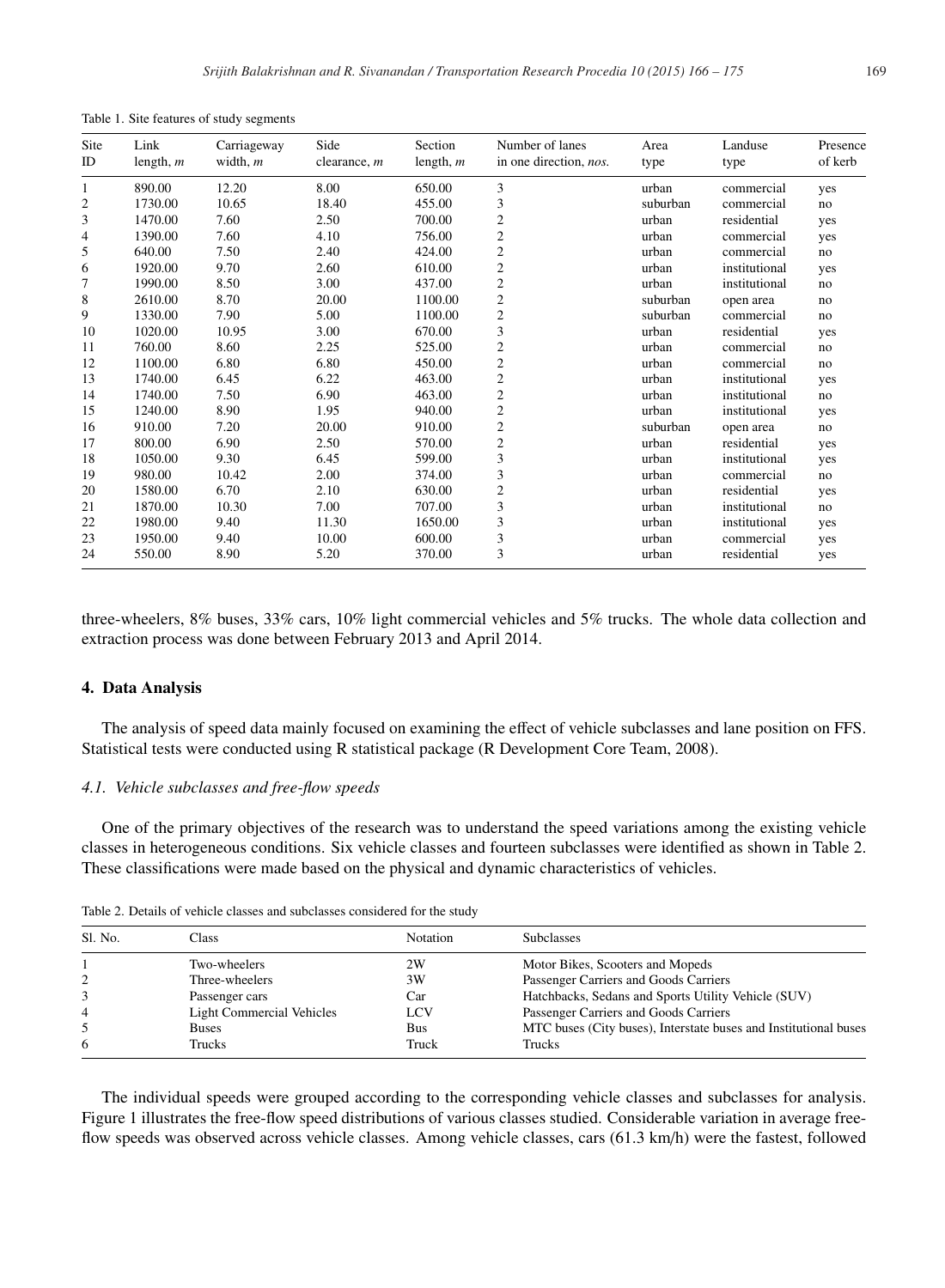Table 1. Site features of study segments

| Site ID | Link length, *m* | Carriageway width, *m* | Side clearance, *m* | Section length, *m* | Number of lanes in one direction, *nos.* | Area type | Landuse type | Presence of kerb |
|---|---|---|---|---|---|---|---|---|
| 1 | 890.00 | 12.20 | 8.00 | 650.00 | 3 | urban | commercial | yes |
| 2 | 1730.00 | 10.65 | 18.40 | 455.00 | 3 | suburban | commercial | no |
| 3 | 1470.00 | 7.60 | 2.50 | 700.00 | 2 | urban | residential | yes |
| 4 | 1390.00 | 7.60 | 4.10 | 756.00 | 2 | urban | commercial | yes |
| 5 | 640.00 | 7.50 | 2.40 | 424.00 | 2 | urban | commercial | no |
| 6 | 1920.00 | 9.70 | 2.60 | 610.00 | 2 | urban | institutional | yes |
| 7 | 1990.00 | 8.50 | 3.00 | 437.00 | 2 | urban | institutional | no |
| 8 | 2610.00 | 8.70 | 20.00 | 1100.00 | 2 | suburban | open area | no |
| 9 | 1330.00 | 7.90 | 5.00 | 1100.00 | 2 | suburban | commercial | no |
| 10 | 1020.00 | 10.95 | 3.00 | 670.00 | 3 | urban | residential | yes |
| 11 | 760.00 | 8.60 | 2.25 | 525.00 | 2 | urban | commercial | no |
| 12 | 1100.00 | 6.80 | 6.80 | 450.00 | 2 | urban | commercial | no |
| 13 | 1740.00 | 6.45 | 6.22 | 463.00 | 2 | urban | institutional | yes |
| 14 | 1740.00 | 7.50 | 6.90 | 463.00 | 2 | urban | institutional | no |
| 15 | 1240.00 | 8.90 | 1.95 | 940.00 | 2 | urban | institutional | yes |
| 16 | 910.00 | 7.20 | 20.00 | 910.00 | 2 | suburban | open area | no |
| 17 | 800.00 | 6.90 | 2.50 | 570.00 | 2 | urban | residential | yes |
| 18 | 1050.00 | 9.30 | 6.45 | 599.00 | 3 | urban | institutional | yes |
| 19 | 980.00 | 10.42 | 2.00 | 374.00 | 3 | urban | commercial | no |
| 20 | 1580.00 | 6.70 | 2.10 | 630.00 | 2 | urban | residential | yes |
| 21 | 1870.00 | 10.30 | 7.00 | 707.00 | 3 | urban | institutional | no |
| 22 | 1980.00 | 9.40 | 11.30 | 1650.00 | 3 | urban | institutional | yes |
| 23 | 1950.00 | 9.40 | 10.00 | 600.00 | 3 | urban | commercial | yes |
| 24 | 550.00 | 8.90 | 5.20 | 370.00 | 3 | urban | residential | yes |

three-wheelers, 8% buses, 33% cars, 10% light commercial vehicles and 5% trucks. The whole data collection and extraction process was done between February 2013 and April 2014.

## 4. Data Analysis

The analysis of speed data mainly focused on examining the effect of vehicle subclasses and lane position on FFS. Statistical tests were conducted using R statistical package (R Development Core Team, 2008).

### *4.1. Vehicle subclasses and free-flow speeds*

One of the primary objectives of the research was to understand the speed variations among the existing vehicle classes in heterogeneous conditions. Six vehicle classes and fourteen subclasses were identified as shown in Table 2. These classifications were made based on the physical and dynamic characteristics of vehicles.

Table 2. Details of vehicle classes and subclasses considered for the study

| Sl. No. | Class | Notation | Subclasses |
|---|---|---|---|
| 1 | Two-wheelers | 2W | Motor Bikes, Scooters and Mopeds |
| 2 | Three-wheelers | 3W | Passenger Carriers and Goods Carriers |
| 3 | Passenger cars | Car | Hatchbacks, Sedans and Sports Utility Vehicle (SUV) |
| 4 | Light Commercial Vehicles | LCV | Passenger Carriers and Goods Carriers |
| 5 | Buses | Bus | MTC buses (City buses), Interstate buses and Institutional buses |
| 6 | Trucks | Truck | Trucks |

The individual speeds were grouped according to the corresponding vehicle classes and subclasses for analysis. Figure 1 illustrates the free-flow speed distributions of various classes studied. Considerable variation in average free-flow speeds was observed across vehicle classes. Among vehicle classes, cars (61.3 km/h) were the fastest, followed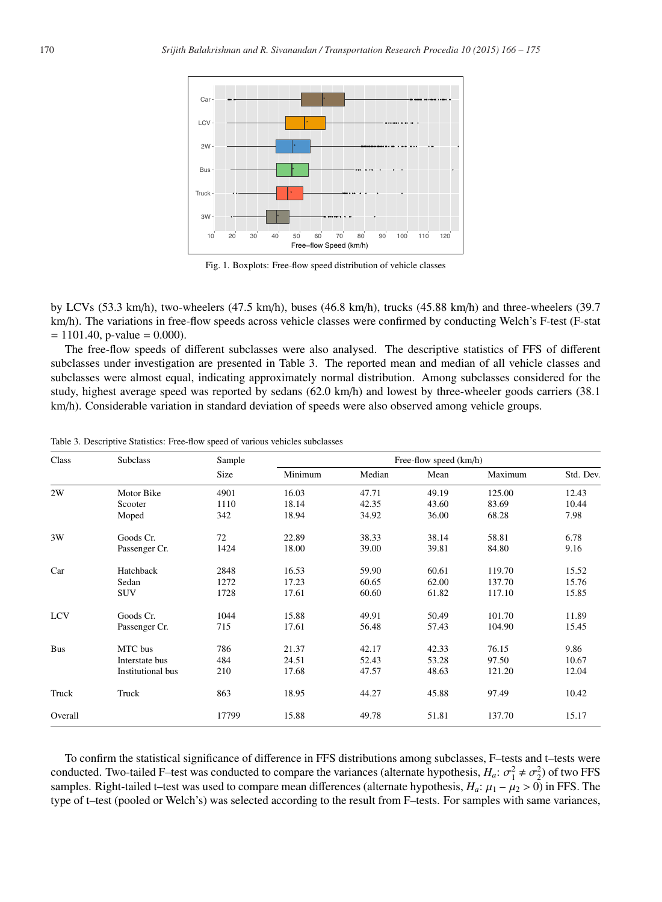Fig. 1. Boxplots: Free-flow speed distribution of vehicle classes

by LCVs (53.3 km/h), two-wheelers (47.5 km/h), buses (46.8 km/h), trucks (45.88 km/h) and three-wheelers (39.7 km/h). The variations in free-flow speeds across vehicle classes were confirmed by conducting Welch's F-test (F-stat = 1101.40, p-value = 0.000).

The free-flow speeds of different subclasses were also analysed. The descriptive statistics of FFS of different subclasses under investigation are presented in Table 3. The reported mean and median of all vehicle classes and subclasses were almost equal, indicating approximately normal distribution. Among subclasses considered for the study, highest average speed was reported by sedans (62.0 km/h) and lowest by three-wheeler goods carriers (38.1 km/h). Considerable variation in standard deviation of speeds were also observed among vehicle groups.

Table 3. Descriptive Statistics: Free-flow speed of various vehicles subclasses

| Class | Subclass | Sample Size | Free-flow speed (km/h) | | | | |
|---|---|---|---|---|---|---|---|
| | | | Minimum | Median | Mean | Maximum | Std. Dev. |
| 2W | Motor Bike | 4901 | 16.03 | 47.71 | 49.19 | 125.00 | 12.43 |
| | Scooter | 1110 | 18.14 | 42.35 | 43.60 | 83.69 | 10.44 |
| | Moped | 342 | 18.94 | 34.92 | 36.00 | 68.28 | 7.98 |
| 3W | Goods Cr. | 72 | 22.89 | 38.33 | 38.14 | 58.81 | 6.78 |
| | Passenger Cr. | 1424 | 18.00 | 39.00 | 39.81 | 84.80 | 9.16 |
| Car | Hatchback | 2848 | 16.53 | 59.90 | 60.61 | 119.70 | 15.52 |
| | Sedan | 1272 | 17.23 | 60.65 | 62.00 | 137.70 | 15.76 |
| | SUV | 1728 | 17.61 | 60.60 | 61.82 | 117.10 | 15.85 |
| LCV | Goods Cr. | 1044 | 15.88 | 49.91 | 50.49 | 101.70 | 11.89 |
| | Passenger Cr. | 715 | 17.61 | 56.48 | 57.43 | 104.90 | 15.45 |
| Bus | MTC bus | 786 | 21.37 | 42.17 | 42.33 | 76.15 | 9.86 |
| | Interstate bus | 484 | 24.51 | 52.43 | 53.28 | 97.50 | 10.67 |
| | Institutional bus | 210 | 17.68 | 47.57 | 48.63 | 121.20 | 12.04 |
| Truck | Truck | 863 | 18.95 | 44.27 | 45.88 | 97.49 | 10.42 |
| Overall | | 17799 | 15.88 | 49.78 | 51.81 | 137.70 | 15.17 |

To confirm the statistical significance of difference in FFS distributions among subclasses, F–tests and t–tests were conducted. Two-tailed F–test was conducted to compare the variances (alternate hypothesis, $H_a$: $\sigma_1^2 \neq \sigma_2^2$) of two FFS samples. Right-tailed t–test was used to compare mean differences (alternate hypothesis, $H_a$: $\mu_1 - \mu_2 > 0$) in FFS. The type of t–test (pooled or Welch's) was selected according to the result from F–tests. For samples with same variances,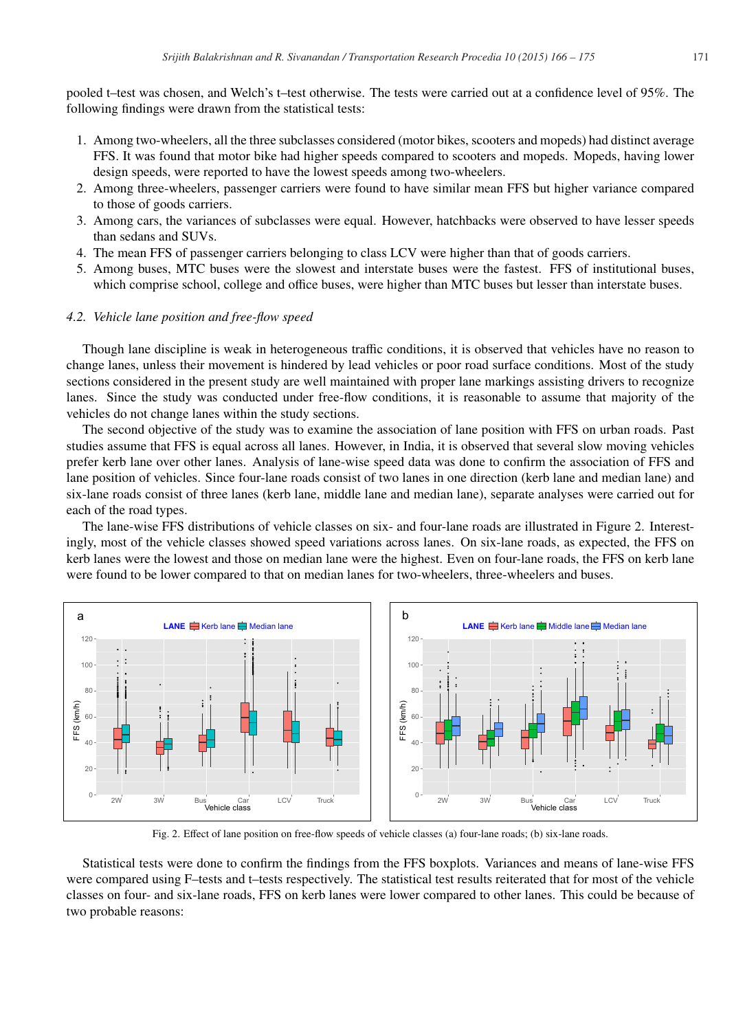pooled t–test was chosen, and Welch's t–test otherwise. The tests were carried out at a confidence level of 95%. The following findings were drawn from the statistical tests:

1. Among two-wheelers, all the three subclasses considered (motor bikes, scooters and mopeds) had distinct average FFS. It was found that motor bike had higher speeds compared to scooters and mopeds. Mopeds, having lower design speeds, were reported to have the lowest speeds among two-wheelers.
2. Among three-wheelers, passenger carriers were found to have similar mean FFS but higher variance compared to those of goods carriers.
3. Among cars, the variances of subclasses were equal. However, hatchbacks were observed to have lesser speeds than sedans and SUVs.
4. The mean FFS of passenger carriers belonging to class LCV were higher than that of goods carriers.
5. Among buses, MTC buses were the slowest and interstate buses were the fastest. FFS of institutional buses, which comprise school, college and office buses, were higher than MTC buses but lesser than interstate buses.

### *4.2. Vehicle lane position and free-flow speed*

Though lane discipline is weak in heterogeneous traffic conditions, it is observed that vehicles have no reason to change lanes, unless their movement is hindered by lead vehicles or poor road surface conditions. Most of the study sections considered in the present study are well maintained with proper lane markings assisting drivers to recognize lanes. Since the study was conducted under free-flow conditions, it is reasonable to assume that majority of the vehicles do not change lanes within the study sections.

The second objective of the study was to examine the association of lane position with FFS on urban roads. Past studies assume that FFS is equal across all lanes. However, in India, it is observed that several slow moving vehicles prefer kerb lane over other lanes. Analysis of lane-wise speed data was done to confirm the association of FFS and lane position of vehicles. Since four-lane roads consist of two lanes in one direction (kerb lane and median lane) and six-lane roads consist of three lanes (kerb lane, middle lane and median lane), separate analyses were carried out for each of the road types.

The lane-wise FFS distributions of vehicle classes on six- and four-lane roads are illustrated in Figure 2. Interestingly, most of the vehicle classes showed speed variations across lanes. On six-lane roads, as expected, the FFS on kerb lanes were the lowest and those on median lane were the highest. Even on four-lane roads, the FFS on kerb lane were found to be lower compared to that on median lanes for two-wheelers, three-wheelers and buses.

Fig. 2. Effect of lane position on free-flow speeds of vehicle classes (a) four-lane roads; (b) six-lane roads.

Statistical tests were done to confirm the findings from the FFS boxplots. Variances and means of lane-wise FFS were compared using F–tests and t–tests respectively. The statistical test results reiterated that for most of the vehicle classes on four- and six-lane roads, FFS on kerb lanes were lower compared to other lanes. This could be because of two probable reasons: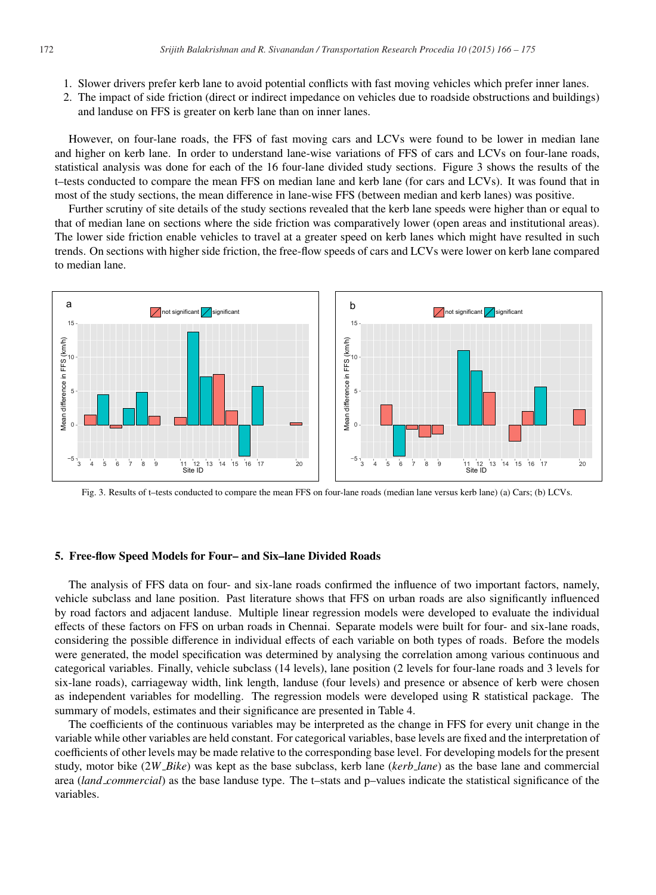1. Slower drivers prefer kerb lane to avoid potential conflicts with fast moving vehicles which prefer inner lanes.
2. The impact of side friction (direct or indirect impedance on vehicles due to roadside obstructions and buildings) and landuse on FFS is greater on kerb lane than on inner lanes.

However, on four-lane roads, the FFS of fast moving cars and LCVs were found to be lower in median lane and higher on kerb lane. In order to understand lane-wise variations of FFS of cars and LCVs on four-lane roads, statistical analysis was done for each of the 16 four-lane divided study sections. Figure 3 shows the results of the t–tests conducted to compare the mean FFS on median lane and kerb lane (for cars and LCVs). It was found that in most of the study sections, the mean difference in lane-wise FFS (between median and kerb lanes) was positive.

Further scrutiny of site details of the study sections revealed that the kerb lane speeds were higher than or equal to that of median lane on sections where the side friction was comparatively lower (open areas and institutional areas). The lower side friction enable vehicles to travel at a greater speed on kerb lanes which might have resulted in such trends. On sections with higher side friction, the free-flow speeds of cars and LCVs were lower on kerb lane compared to median lane.

Fig. 3. Results of t–tests conducted to compare the mean FFS on four-lane roads (median lane versus kerb lane) (a) Cars; (b) LCVs.

## 5. Free-flow Speed Models for Four– and Six–lane Divided Roads

The analysis of FFS data on four- and six-lane roads confirmed the influence of two important factors, namely, vehicle subclass and lane position. Past literature shows that FFS on urban roads are also significantly influenced by road factors and adjacent landuse. Multiple linear regression models were developed to evaluate the individual effects of these factors on FFS on urban roads in Chennai. Separate models were built for four- and six-lane roads, considering the possible difference in individual effects of each variable on both types of roads. Before the models were generated, the model specification was determined by analysing the correlation among various continuous and categorical variables. Finally, vehicle subclass (14 levels), lane position (2 levels for four-lane roads and 3 levels for six-lane roads), carriageway width, link length, landuse (four levels) and presence or absence of kerb were chosen as independent variables for modelling. The regression models were developed using R statistical package. The summary of models, estimates and their significance are presented in Table 4.

The coefficients of the continuous variables may be interpreted as the change in FFS for every unit change in the variable while other variables are held constant. For categorical variables, base levels are fixed and the interpretation of coefficients of other levels may be made relative to the corresponding base level. For developing models for the present study, motor bike (*2W_Bike*) was kept as the base subclass, kerb lane (*kerb_lane*) as the base lane and commercial area (*land_commercial*) as the base landuse type. The t–stats and p–values indicate the statistical significance of the variables.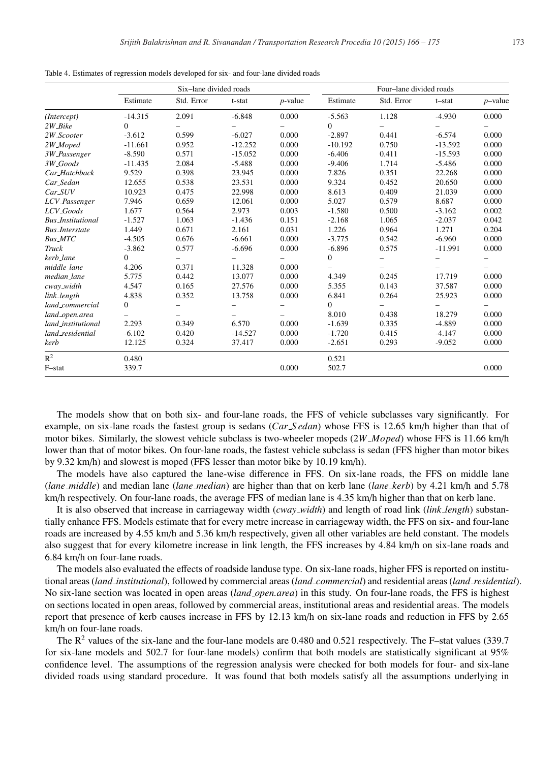Table 4. Estimates of regression models developed for six- and four-lane divided roads

| | Six–lane divided roads | | | | Four–lane divided roads | | | |
|---|---|---|---|---|---|---|---|---|
| | Estimate | Std. Error | t-stat | *p*-value | Estimate | Std. Error | t–stat | *p*–value |
| *(Intercept)* | -14.315 | 2.091 | -6.848 | 0.000 | -5.563 | 1.128 | -4.930 | 0.000 |
| *2W_Bike* | 0 | – | – | – | 0 | – | – | – |
| *2W_Scooter* | -3.612 | 0.599 | -6.027 | 0.000 | -2.897 | 0.441 | -6.574 | 0.000 |
| *2W_Moped* | -11.661 | 0.952 | -12.252 | 0.000 | -10.192 | 0.750 | -13.592 | 0.000 |
| *3W_Passenger* | -8.590 | 0.571 | -15.052 | 0.000 | -6.406 | 0.411 | -15.593 | 0.000 |
| *3W_Goods* | -11.435 | 2.084 | -5.488 | 0.000 | -9.406 | 1.714 | -5.486 | 0.000 |
| *Car_Hatchback* | 9.529 | 0.398 | 23.945 | 0.000 | 7.826 | 0.351 | 22.268 | 0.000 |
| *Car_Sedan* | 12.655 | 0.538 | 23.531 | 0.000 | 9.324 | 0.452 | 20.650 | 0.000 |
| *Car_SUV* | 10.923 | 0.475 | 22.998 | 0.000 | 8.613 | 0.409 | 21.039 | 0.000 |
| *LCV_Passenger* | 7.946 | 0.659 | 12.061 | 0.000 | 5.027 | 0.579 | 8.687 | 0.000 |
| *LCV_Goods* | 1.677 | 0.564 | 2.973 | 0.003 | -1.580 | 0.500 | -3.162 | 0.002 |
| *Bus_Institutional* | -1.527 | 1.063 | -1.436 | 0.151 | -2.168 | 1.065 | -2.037 | 0.042 |
| *Bus_Interstate* | 1.449 | 0.671 | 2.161 | 0.031 | 1.226 | 0.964 | 1.271 | 0.204 |
| *Bus_MTC* | -4.505 | 0.676 | -6.661 | 0.000 | -3.775 | 0.542 | -6.960 | 0.000 |
| *Truck* | -3.862 | 0.577 | -6.696 | 0.000 | -6.896 | 0.575 | -11.991 | 0.000 |
| *kerb_lane* | 0 | – | – | – | 0 | – | – | – |
| *middle_lane* | 4.206 | 0.371 | 11.328 | 0.000 | – | – | – | – |
| *median_lane* | 5.775 | 0.442 | 13.077 | 0.000 | 4.349 | 0.245 | 17.719 | 0.000 |
| *cway_width* | 4.547 | 0.165 | 27.576 | 0.000 | 5.355 | 0.143 | 37.587 | 0.000 |
| *link_length* | 4.838 | 0.352 | 13.758 | 0.000 | 6.841 | 0.264 | 25.923 | 0.000 |
| *land_commercial* | 0 | – | – | – | 0 | – | – | – |
| *land_open.area* | – | – | – | – | 8.010 | 0.438 | 18.279 | 0.000 |
| *land_institutional* | 2.293 | 0.349 | 6.570 | 0.000 | -1.639 | 0.335 | -4.889 | 0.000 |
| *land_residential* | -6.102 | 0.420 | -14.527 | 0.000 | -1.720 | 0.415 | -4.147 | 0.000 |
| *kerb* | 12.125 | 0.324 | 37.417 | 0.000 | -2.651 | 0.293 | -9.052 | 0.000 |
| $R^2$ | 0.480 | | | | 0.521 | | | |
| F–stat | 339.7 | | | 0.000 | 502.7 | | | 0.000 |

The models show that on both six- and four-lane roads, the FFS of vehicle subclasses vary significantly. For example, on six-lane roads the fastest group is sedans (*Car_Sedan*) whose FFS is 12.65 km/h higher than that of motor bikes. Similarly, the slowest vehicle subclass is two-wheeler mopeds (*2W_Moped*) whose FFS is 11.66 km/h lower than that of motor bikes. On four-lane roads, the fastest vehicle subclass is sedan (FFS higher than motor bikes by 9.32 km/h) and slowest is moped (FFS lesser than motor bike by 10.19 km/h).

The models have also captured the lane-wise difference in FFS. On six-lane roads, the FFS on middle lane (*lane_middle*) and median lane (*lane_median*) are higher than that on kerb lane (*lane_kerb*) by 4.21 km/h and 5.78 km/h respectively. On four-lane roads, the average FFS of median lane is 4.35 km/h higher than that on kerb lane.

It is also observed that increase in carriageway width (*cway_width*) and length of road link (*link_length*) substantially enhance FFS. Models estimate that for every metre increase in carriageway width, the FFS on six- and four-lane roads are increased by 4.55 km/h and 5.36 km/h respectively, given all other variables are held constant. The models also suggest that for every kilometre increase in link length, the FFS increases by 4.84 km/h on six-lane roads and 6.84 km/h on four-lane roads.

The models also evaluated the effects of roadside landuse type. On six-lane roads, higher FFS is reported on institutional areas (*land_institutional*), followed by commercial areas (*land_commercial*) and residential areas (*land_residential*). No six-lane section was located in open areas (*land_open.area*) in this study. On four-lane roads, the FFS is highest on sections located in open areas, followed by commercial areas, institutional areas and residential areas. The models report that presence of kerb causes increase in FFS by 12.13 km/h on six-lane roads and reduction in FFS by 2.65 km/h on four-lane roads.

The $R^2$ values of the six-lane and the four-lane models are 0.480 and 0.521 respectively. The F–stat values (339.7 for six-lane models and 502.7 for four-lane models) confirm that both models are statistically significant at 95% confidence level. The assumptions of the regression analysis were checked for both models for four- and six-lane divided roads using standard procedure. It was found that both models satisfy all the assumptions underlying in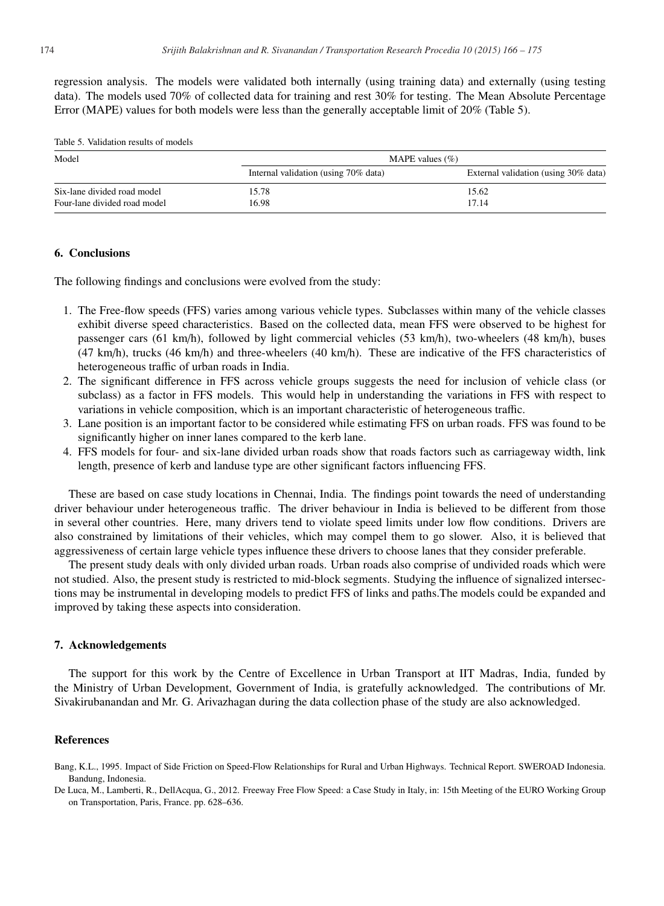regression analysis. The models were validated both internally (using training data) and externally (using testing data). The models used 70% of collected data for training and rest 30% for testing. The Mean Absolute Percentage Error (MAPE) values for both models were less than the generally acceptable limit of 20% (Table 5).

Table 5. Validation results of models

| Model | MAPE values (%) | |
|---|---|---|
| | Internal validation (using 70% data) | External validation (using 30% data) |
| Six-lane divided road model | 15.78 | 15.62 |
| Four-lane divided road model | 16.98 | 17.14 |

## 6. Conclusions

The following findings and conclusions were evolved from the study:

1. The Free-flow speeds (FFS) varies among various vehicle types. Subclasses within many of the vehicle classes exhibit diverse speed characteristics. Based on the collected data, mean FFS were observed to be highest for passenger cars (61 km/h), followed by light commercial vehicles (53 km/h), two-wheelers (48 km/h), buses (47 km/h), trucks (46 km/h) and three-wheelers (40 km/h). These are indicative of the FFS characteristics of heterogeneous traffic of urban roads in India.
2. The significant difference in FFS across vehicle groups suggests the need for inclusion of vehicle class (or subclass) as a factor in FFS models. This would help in understanding the variations in FFS with respect to variations in vehicle composition, which is an important characteristic of heterogeneous traffic.
3. Lane position is an important factor to be considered while estimating FFS on urban roads. FFS was found to be significantly higher on inner lanes compared to the kerb lane.
4. FFS models for four- and six-lane divided urban roads show that roads factors such as carriageway width, link length, presence of kerb and landuse type are other significant factors influencing FFS.

These are based on case study locations in Chennai, India. The findings point towards the need of understanding driver behaviour under heterogeneous traffic. The driver behaviour in India is believed to be different from those in several other countries. Here, many drivers tend to violate speed limits under low flow conditions. Drivers are also constrained by limitations of their vehicles, which may compel them to go slower. Also, it is believed that aggressiveness of certain large vehicle types influence these drivers to choose lanes that they consider preferable.

The present study deals with only divided urban roads. Urban roads also comprise of undivided roads which were not studied. Also, the present study is restricted to mid-block segments. Studying the influence of signalized intersections may be instrumental in developing models to predict FFS of links and paths.The models could be expanded and improved by taking these aspects into consideration.

## 7. Acknowledgements

The support for this work by the Centre of Excellence in Urban Transport at IIT Madras, India, funded by the Ministry of Urban Development, Government of India, is gratefully acknowledged. The contributions of Mr. Sivakirubanandan and Mr. G. Arivazhagan during the data collection phase of the study are also acknowledged.

## References

Bang, K.L., 1995. Impact of Side Friction on Speed-Flow Relationships for Rural and Urban Highways. Technical Report. SWEROAD Indonesia. Bandung, Indonesia.

De Luca, M., Lamberti, R., DellAcqua, G., 2012. Freeway Free Flow Speed: a Case Study in Italy, in: 15th Meeting of the EURO Working Group on Transportation, Paris, France. pp. 628–636.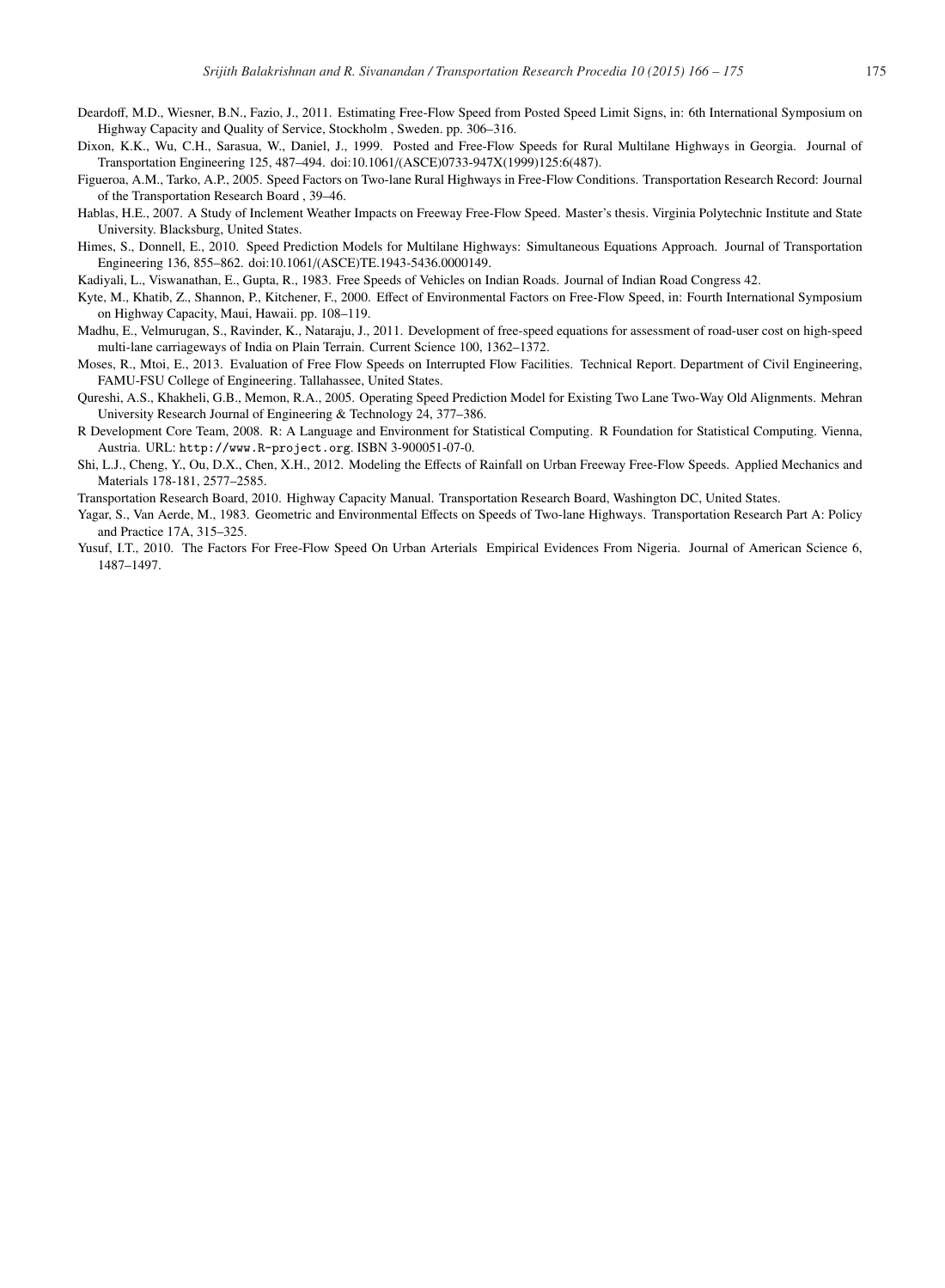Deardoff, M.D., Wiesner, B.N., Fazio, J., 2011. Estimating Free-Flow Speed from Posted Speed Limit Signs, in: 6th International Symposium on Highway Capacity and Quality of Service, Stockholm , Sweden. pp. 306–316.

Dixon, K.K., Wu, C.H., Sarasua, W., Daniel, J., 1999. Posted and Free-Flow Speeds for Rural Multilane Highways in Georgia. Journal of Transportation Engineering 125, 487–494. doi:10.1061/(ASCE)0733-947X(1999)125:6(487).

Figueroa, A.M., Tarko, A.P., 2005. Speed Factors on Two-lane Rural Highways in Free-Flow Conditions. Transportation Research Record: Journal of the Transportation Research Board , 39–46.

Hablas, H.E., 2007. A Study of Inclement Weather Impacts on Freeway Free-Flow Speed. Master's thesis. Virginia Polytechnic Institute and State University. Blacksburg, United States.

Himes, S., Donnell, E., 2010. Speed Prediction Models for Multilane Highways: Simultaneous Equations Approach. Journal of Transportation Engineering 136, 855–862. doi:10.1061/(ASCE)TE.1943-5436.0000149.

Kadiyali, L., Viswanathan, E., Gupta, R., 1983. Free Speeds of Vehicles on Indian Roads. Journal of Indian Road Congress 42.

Kyte, M., Khatib, Z., Shannon, P., Kitchener, F., 2000. Effect of Environmental Factors on Free-Flow Speed, in: Fourth International Symposium on Highway Capacity, Maui, Hawaii. pp. 108–119.

Madhu, E., Velmurugan, S., Ravinder, K., Nataraju, J., 2011. Development of free-speed equations for assessment of road-user cost on high-speed multi-lane carriageways of India on Plain Terrain. Current Science 100, 1362–1372.

Moses, R., Mtoi, E., 2013. Evaluation of Free Flow Speeds on Interrupted Flow Facilities. Technical Report. Department of Civil Engineering, FAMU-FSU College of Engineering. Tallahassee, United States.

Qureshi, A.S., Khakheli, G.B., Memon, R.A., 2005. Operating Speed Prediction Model for Existing Two Lane Two-Way Old Alignments. Mehran University Research Journal of Engineering & Technology 24, 377–386.

R Development Core Team, 2008. R: A Language and Environment for Statistical Computing. R Foundation for Statistical Computing. Vienna, Austria. URL: http://www.R-project.org. ISBN 3-900051-07-0.

Shi, L.J., Cheng, Y., Ou, D.X., Chen, X.H., 2012. Modeling the Effects of Rainfall on Urban Freeway Free-Flow Speeds. Applied Mechanics and Materials 178-181, 2577–2585.

Transportation Research Board, 2010. Highway Capacity Manual. Transportation Research Board, Washington DC, United States.

Yagar, S., Van Aerde, M., 1983. Geometric and Environmental Effects on Speeds of Two-lane Highways. Transportation Research Part A: Policy and Practice 17A, 315–325.

Yusuf, I.T., 2010. The Factors For Free-Flow Speed On Urban Arterials Empirical Evidences From Nigeria. Journal of American Science 6, 1487–1497.